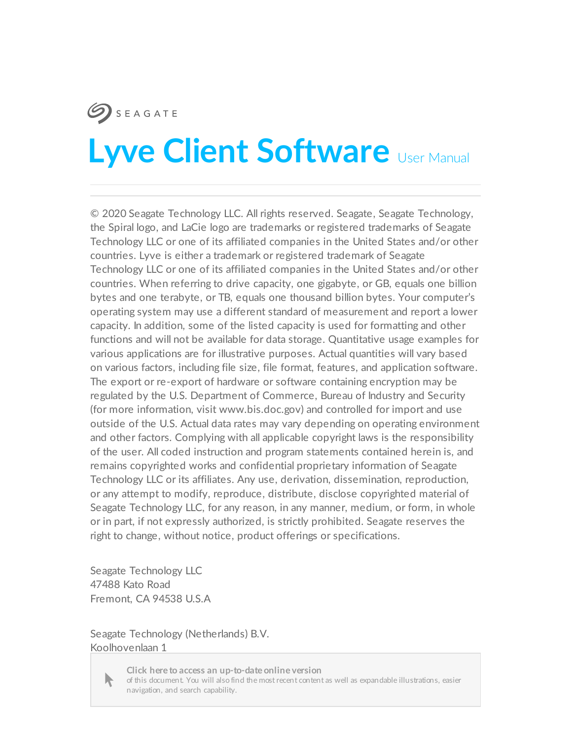SEAGATE

# Lyve Client Software User Manual

© 2020 Seagate Technology LLC. All rights reserved. Seagate, Seagate Technology, the Spiral logo, and LaCie logo are trademarks or registered trademarks of Seagate Technology LLC or one of its affiliated companies in the United States and/or other countries. Lyve is either a trademark or registered trademark of Seagate Technology LLC or one of its affiliated companies in the United States and/or other countries. When referring to drive capacity, one gigabyte, or GB, equals one billion bytes and one terabyte, or TB, equals one thousand billion bytes. Your computer's operating system may use a different standard of measurement and report a lower capacity. In addition, some of the listed capacity is used for formatting and other functions and will not be available for data storage. Quantitative usage examples for various applications are for illustrative purposes. Actual quantities will vary based on various factors, including file size, file format, features, and application software. The export or re-export of hardware or software containing encryption may be regulated by the U.S. Department of Commerce, Bureau of Industry and Security (for more information, visit www.bis.doc.gov) and controlled for import and use outside of the U.S. Actual data rates may vary depending on operating environment and other factors. Complying with all applicable copyright laws is the responsibility of the user. All coded instruction and program statements contained herein is, and remains copyrighted works and confidential proprietary information of Seagate Technology LLC or its affiliates. Any use, derivation, dissemination, reproduction, or any attempt to modify, reproduce, distribute, disclose copyrighted material of Seagate Technology LLC, for any reason, in any manner, medium, or form, in whole or in part, if not expressly authorized, is strictly prohibited. Seagate reserves the right to change, without notice, product offerings or specifications.

Seagate Technology LLC
47488 Kato Road
Fremont, CA 94538 U.S.A

Seagate Technology (Netherlands) B.V.
Koolhovenlaan 1

**Click here to access an up-to-date online version** of this document. You will also find the most recent content as well as expandable illustrations, easier navigation, and search capability.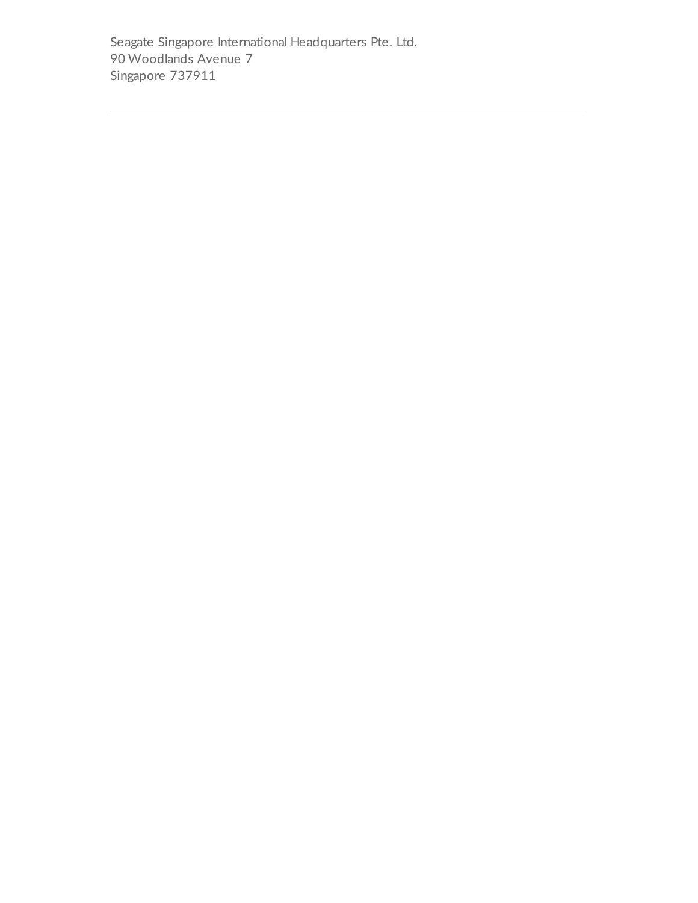Seagate Singapore International Headquarters Pte. Ltd.
90 Woodlands Avenue 7
Singapore 737911

---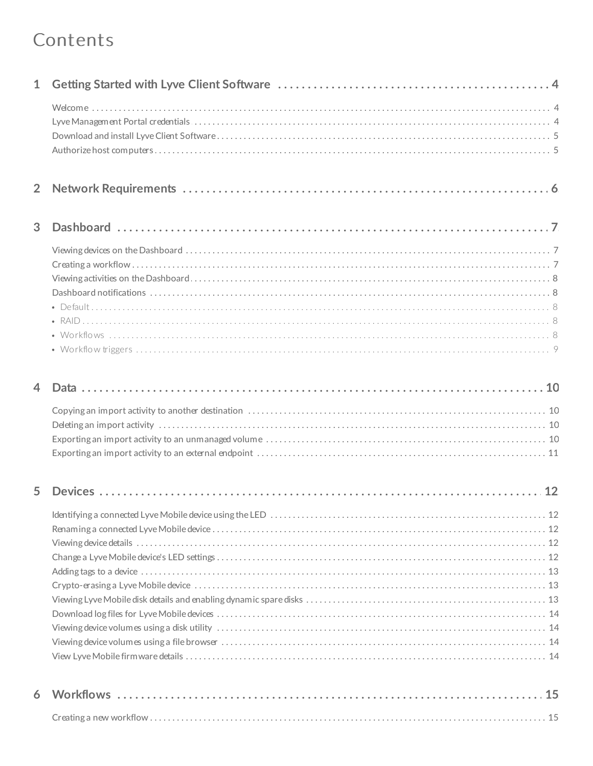# Contents

**1 Getting Started with Lyve Client Software** ..... 4

- Welcome ..... 4
- Lyve Management Portal credentials ..... 4
- Download and install Lyve Client Software ..... 5
- Authorize host computers ..... 5

**2 Network Requirements** ..... 6

**3 Dashboard** ..... 7

- Viewing devices on the Dashboard ..... 7
- Creating a workflow ..... 7
- Viewing activities on the Dashboard ..... 8
- Dashboard notifications ..... 8
  - Default ..... 8
  - RAID ..... 8
  - Workflows ..... 8
  - Workflow triggers ..... 9

**4 Data** ..... 10

- Copying an import activity to another destination ..... 10
- Deleting an import activity ..... 10
- Exporting an import activity to an unmanaged volume ..... 10
- Exporting an import activity to an external endpoint ..... 11

**5 Devices** ..... 12

- Identifying a connected Lyve Mobile device using the LED ..... 12
- Renaming a connected Lyve Mobile device ..... 12
- Viewing device details ..... 12
- Change a Lyve Mobile device's LED settings ..... 12
- Adding tags to a device ..... 13
- Crypto-erasing a Lyve Mobile device ..... 13
- Viewing Lyve Mobile disk details and enabling dynamic spare disks ..... 13
- Download log files for Lyve Mobile devices ..... 14
- Viewing device volumes using a disk utility ..... 14
- Viewing device volumes using a file browser ..... 14
- View Lyve Mobile firmware details ..... 14

**6 Workflows** ..... 15

- Creating a new workflow ..... 15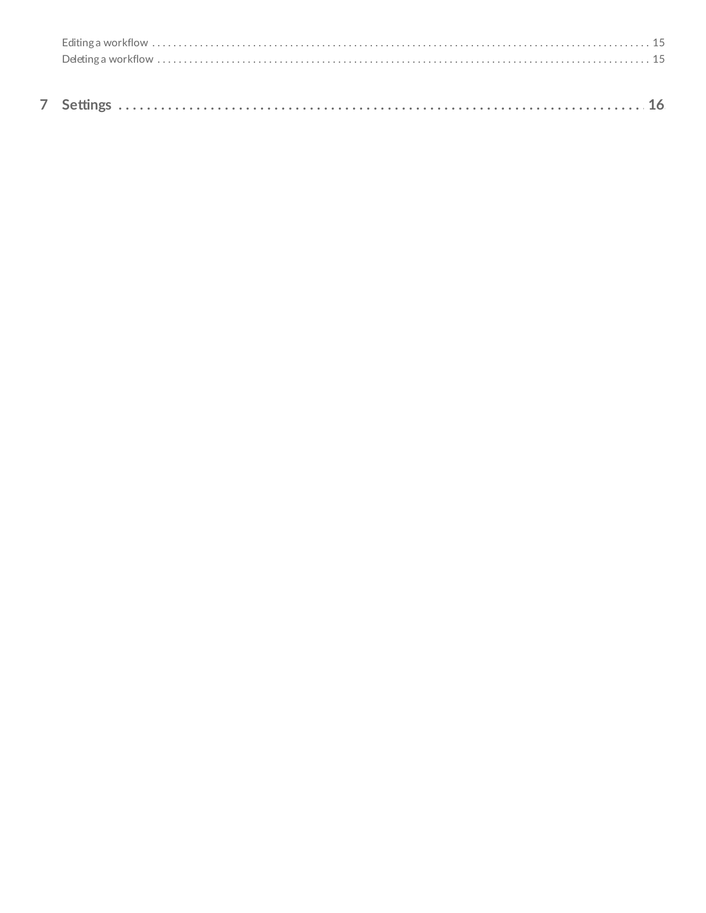Editing a workflow . . . . . . . . . . . . . . . . . . . . . . . . . . . . . . . . . . . . . . . . . . . . . . . . 15
Deleting a workflow . . . . . . . . . . . . . . . . . . . . . . . . . . . . . . . . . . . . . . . . . . . . . . . . 15

**7 Settings . . . . . . . . . . . . . . . . . . . . . . . . . . . . . . . . . . . . . . . . . . . . . . . . 16**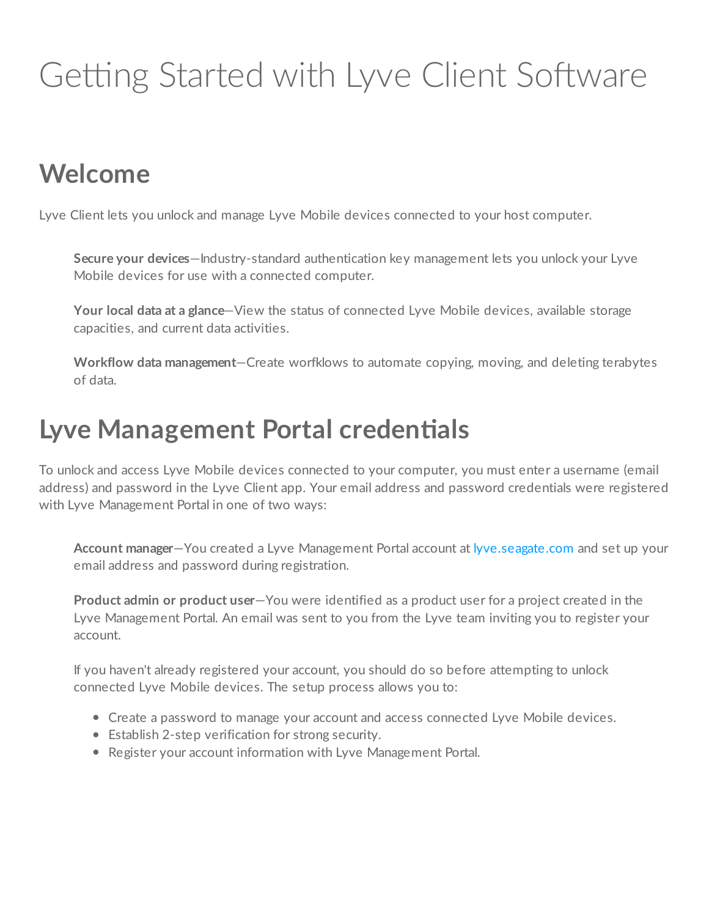# Getting Started with Lyve Client Software

## Welcome

Lyve Client lets you unlock and manage Lyve Mobile devices connected to your host computer.

**Secure your devices**—Industry-standard authentication key management lets you unlock your Lyve Mobile devices for use with a connected computer.

**Your local data at a glance**—View the status of connected Lyve Mobile devices, available storage capacities, and current data activities.

**Workflow data management**—Create worfklows to automate copying, moving, and deleting terabytes of data.

## Lyve Management Portal credentials

To unlock and access Lyve Mobile devices connected to your computer, you must enter a username (email address) and password in the Lyve Client app. Your email address and password credentials were registered with Lyve Management Portal in one of two ways:

**Account manager**—You created a Lyve Management Portal account at lyve.seagate.com and set up your email address and password during registration.

**Product admin or product user**—You were identified as a product user for a project created in the Lyve Management Portal. An email was sent to you from the Lyve team inviting you to register your account.

If you haven't already registered your account, you should do so before attempting to unlock connected Lyve Mobile devices. The setup process allows you to:

- Create a password to manage your account and access connected Lyve Mobile devices.
- Establish 2-step verification for strong security.
- Register your account information with Lyve Management Portal.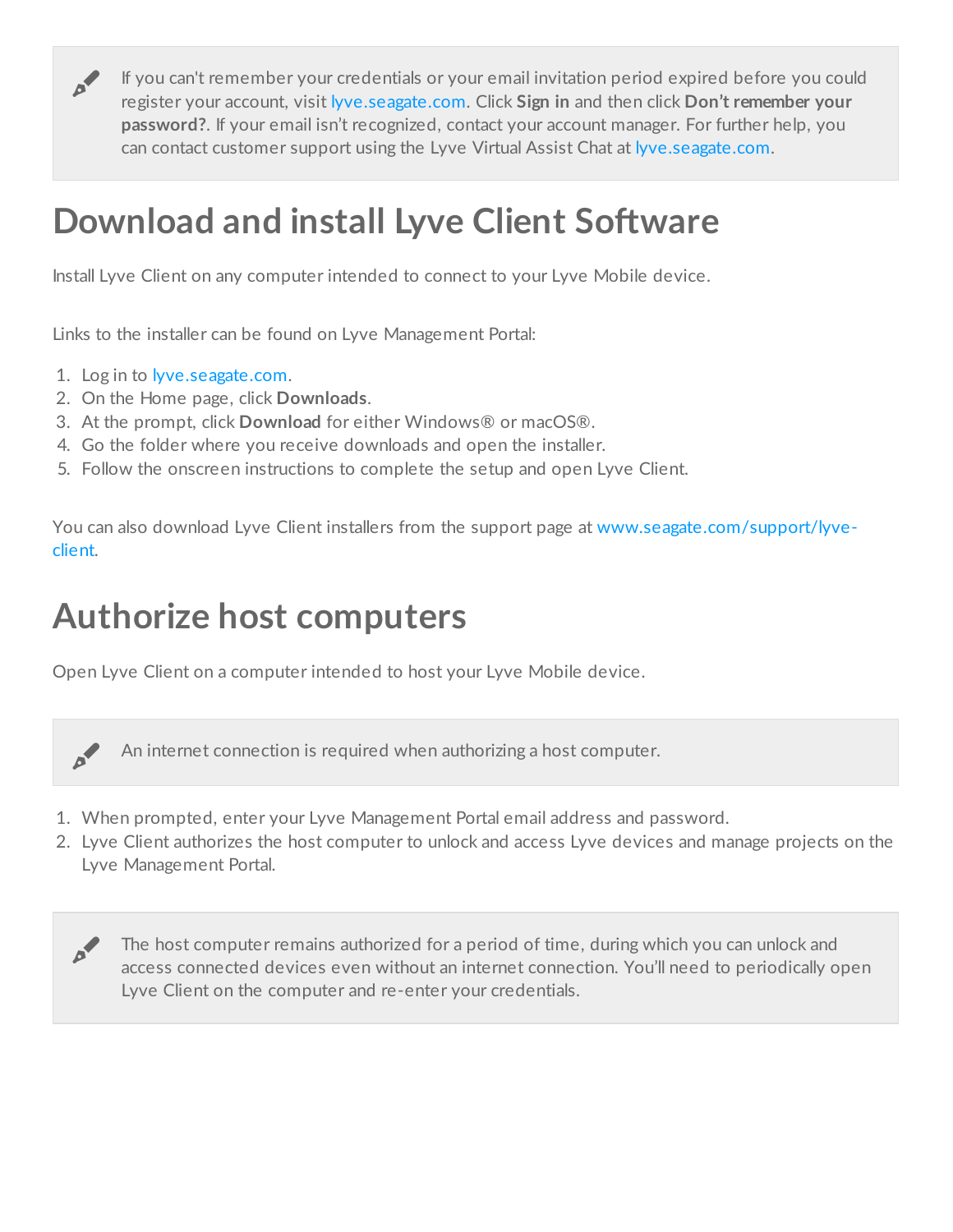> If you can't remember your credentials or your email invitation period expired before you could register your account, visit lyve.seagate.com. Click **Sign in** and then click **Don't remember your password?**. If your email isn't recognized, contact your account manager. For further help, you can contact customer support using the Lyve Virtual Assist Chat at lyve.seagate.com.

# Download and install Lyve Client Software

Install Lyve Client on any computer intended to connect to your Lyve Mobile device.

Links to the installer can be found on Lyve Management Portal:

1. Log in to lyve.seagate.com.
2. On the Home page, click **Downloads**.
3. At the prompt, click **Download** for either Windows® or macOS®.
4. Go the folder where you receive downloads and open the installer.
5. Follow the onscreen instructions to complete the setup and open Lyve Client.

You can also download Lyve Client installers from the support page at www.seagate.com/support/lyve-client.

# Authorize host computers

Open Lyve Client on a computer intended to host your Lyve Mobile device.

> An internet connection is required when authorizing a host computer.

1. When prompted, enter your Lyve Management Portal email address and password.
2. Lyve Client authorizes the host computer to unlock and access Lyve devices and manage projects on the Lyve Management Portal.

> The host computer remains authorized for a period of time, during which you can unlock and access connected devices even without an internet connection. You'll need to periodically open Lyve Client on the computer and re-enter your credentials.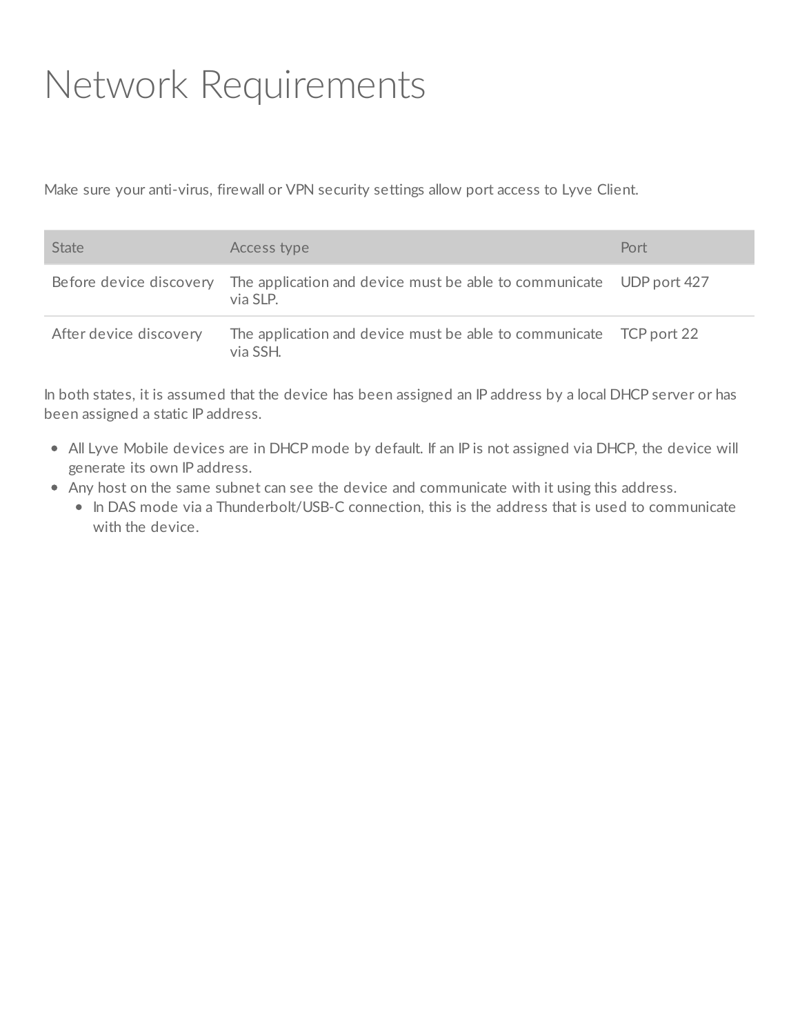# Network Requirements

Make sure your anti-virus, firewall or VPN security settings allow port access to Lyve Client.

| State | Access type | Port |
| --- | --- | --- |
| Before device discovery | The application and device must be able to communicate via SLP. | UDP port 427 |
| After device discovery | The application and device must be able to communicate via SSH. | TCP port 22 |

In both states, it is assumed that the device has been assigned an IP address by a local DHCP server or has been assigned a static IP address.

- All Lyve Mobile devices are in DHCP mode by default. If an IP is not assigned via DHCP, the device will generate its own IP address.
- Any host on the same subnet can see the device and communicate with it using this address.
  - In DAS mode via a Thunderbolt/USB-C connection, this is the address that is used to communicate with the device.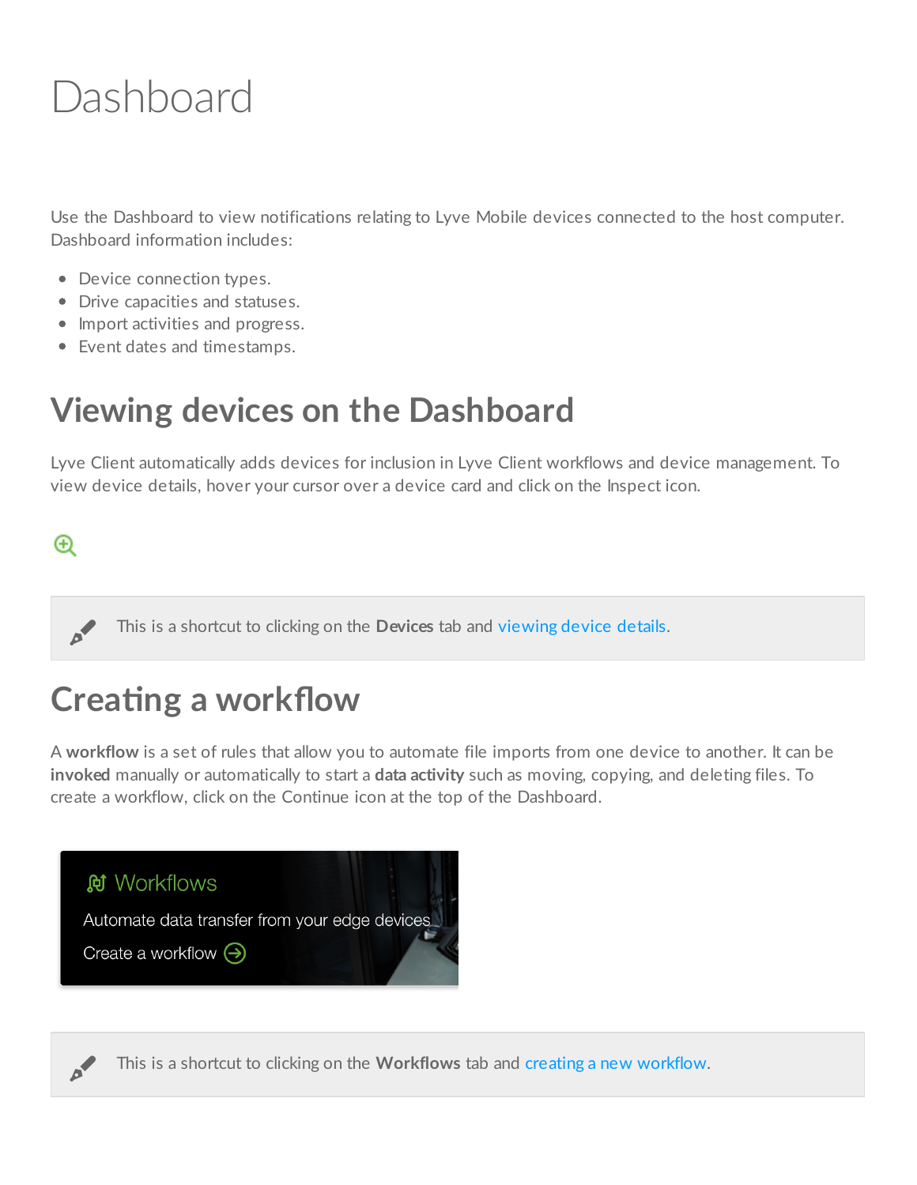# Dashboard

Use the Dashboard to view notifications relating to Lyve Mobile devices connected to the host computer. Dashboard information includes:

- Device connection types.
- Drive capacities and statuses.
- Import activities and progress.
- Event dates and timestamps.

## Viewing devices on the Dashboard

Lyve Client automatically adds devices for inclusion in Lyve Client workflows and device management. To view device details, hover your cursor over a device card and click on the Inspect icon.

> This is a shortcut to clicking on the **Devices** tab and viewing device details.

## Creating a workflow

A **workflow** is a set of rules that allow you to automate file imports from one device to another. It can be **invoked** manually or automatically to start a **data activity** such as moving, copying, and deleting files. To create a workflow, click on the Continue icon at the top of the Dashboard.

Workflows

Automate data transfer from your edge devices

Create a workflow

> This is a shortcut to clicking on the **Workflows** tab and creating a new workflow.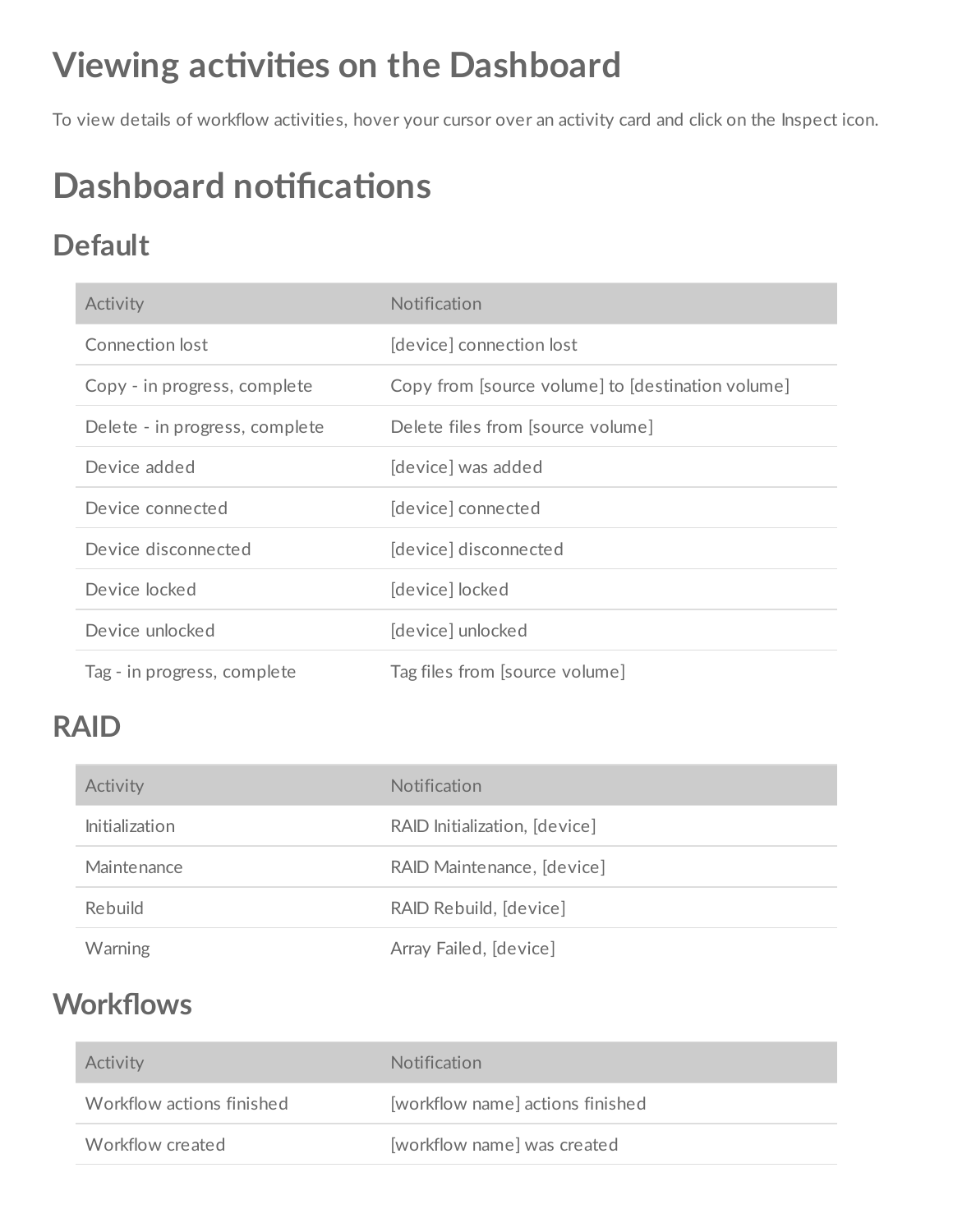# Viewing activities on the Dashboard

To view details of workflow activities, hover your cursor over an activity card and click on the Inspect icon.

# Dashboard notifications

## Default

| Activity | Notification |
| --- | --- |
| Connection lost | [device] connection lost |
| Copy - in progress, complete | Copy from [source volume] to [destination volume] |
| Delete - in progress, complete | Delete files from [source volume] |
| Device added | [device] was added |
| Device connected | [device] connected |
| Device disconnected | [device] disconnected |
| Device locked | [device] locked |
| Device unlocked | [device] unlocked |
| Tag - in progress, complete | Tag files from [source volume] |

## RAID

| Activity | Notification |
| --- | --- |
| Initialization | RAID Initialization, [device] |
| Maintenance | RAID Maintenance, [device] |
| Rebuild | RAID Rebuild, [device] |
| Warning | Array Failed, [device] |

## Workflows

| Activity | Notification |
| --- | --- |
| Workflow actions finished | [workflow name] actions finished |
| Workflow created | [workflow name] was created |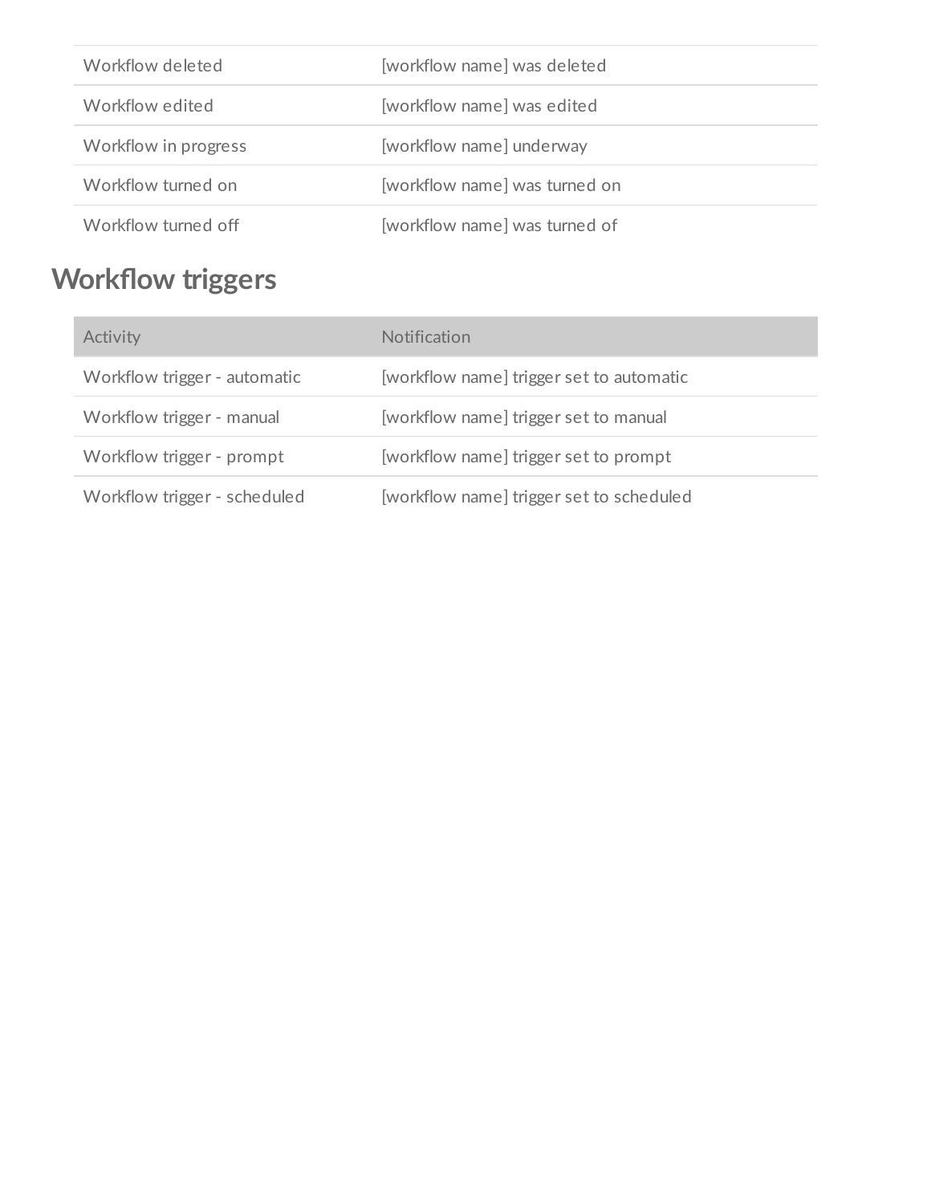| | |
|---|---|
| Workflow deleted | [workflow name] was deleted |
| Workflow edited | [workflow name] was edited |
| Workflow in progress | [workflow name] underway |
| Workflow turned on | [workflow name] was turned on |
| Workflow turned off | [workflow name] was turned of |

## Workflow triggers

| Activity | Notification |
|---|---|
| Workflow trigger - automatic | [workflow name] trigger set to automatic |
| Workflow trigger - manual | [workflow name] trigger set to manual |
| Workflow trigger - prompt | [workflow name] trigger set to prompt |
| Workflow trigger - scheduled | [workflow name] trigger set to scheduled |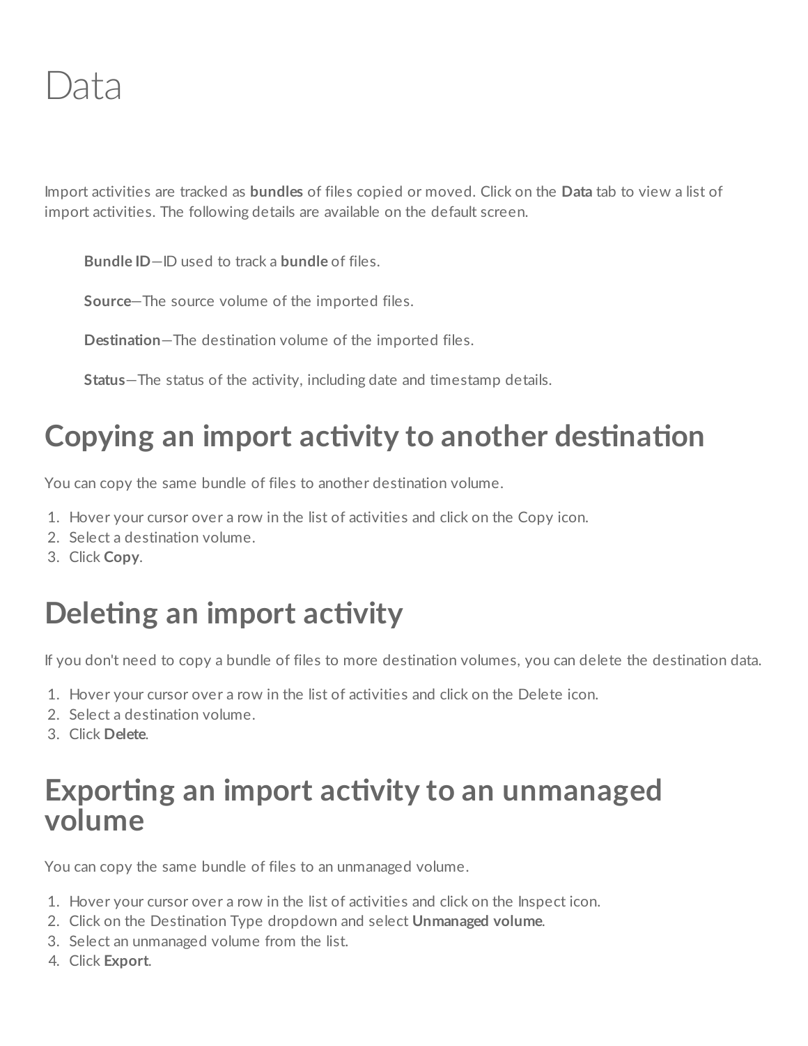# Data

Import activities are tracked as **bundles** of files copied or moved. Click on the **Data** tab to view a list of import activities. The following details are available on the default screen.

> **Bundle ID**—ID used to track a **bundle** of files.
>
> **Source**—The source volume of the imported files.
>
> **Destination**—The destination volume of the imported files.
>
> **Status**—The status of the activity, including date and timestamp details.

## Copying an import activity to another destination

You can copy the same bundle of files to another destination volume.

1. Hover your cursor over a row in the list of activities and click on the Copy icon.
2. Select a destination volume.
3. Click **Copy**.

## Deleting an import activity

If you don't need to copy a bundle of files to more destination volumes, you can delete the destination data.

1. Hover your cursor over a row in the list of activities and click on the Delete icon.
2. Select a destination volume.
3. Click **Delete**.

## Exporting an import activity to an unmanaged volume

You can copy the same bundle of files to an unmanaged volume.

1. Hover your cursor over a row in the list of activities and click on the Inspect icon.
2. Click on the Destination Type dropdown and select **Unmanaged volume**.
3. Select an unmanaged volume from the list.
4. Click **Export**.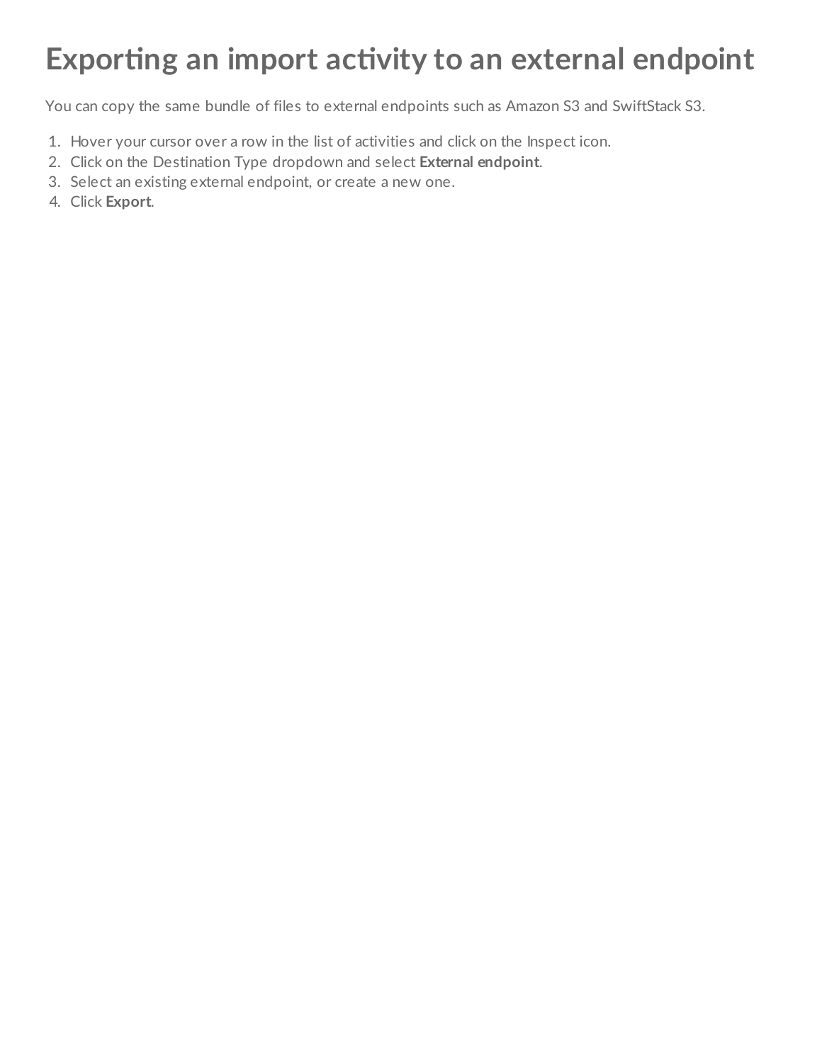# Exporting an import activity to an external endpoint

You can copy the same bundle of files to external endpoints such as Amazon S3 and SwiftStack S3.

1. Hover your cursor over a row in the list of activities and click on the Inspect icon.
2. Click on the Destination Type dropdown and select **External endpoint**.
3. Select an existing external endpoint, or create a new one.
4. Click **Export**.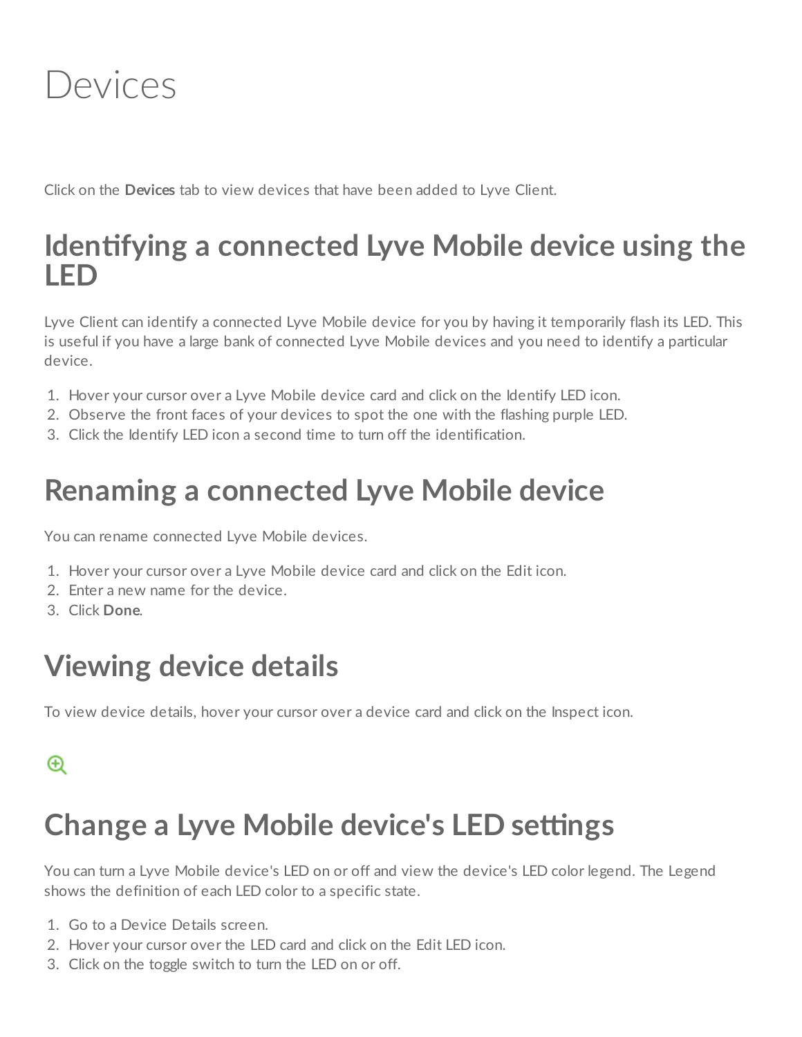# Devices

Click on the **Devices** tab to view devices that have been added to Lyve Client.

## Identifying a connected Lyve Mobile device using the LED

Lyve Client can identify a connected Lyve Mobile device for you by having it temporarily flash its LED. This is useful if you have a large bank of connected Lyve Mobile devices and you need to identify a particular device.

1. Hover your cursor over a Lyve Mobile device card and click on the Identify LED icon.
2. Observe the front faces of your devices to spot the one with the flashing purple LED.
3. Click the Identify LED icon a second time to turn off the identification.

## Renaming a connected Lyve Mobile device

You can rename connected Lyve Mobile devices.

1. Hover your cursor over a Lyve Mobile device card and click on the Edit icon.
2. Enter a new name for the device.
3. Click **Done**.

## Viewing device details

To view device details, hover your cursor over a device card and click on the Inspect icon.

## Change a Lyve Mobile device's LED settings

You can turn a Lyve Mobile device's LED on or off and view the device's LED color legend. The Legend shows the definition of each LED color to a specific state.

1. Go to a Device Details screen.
2. Hover your cursor over the LED card and click on the Edit LED icon.
3. Click on the toggle switch to turn the LED on or off.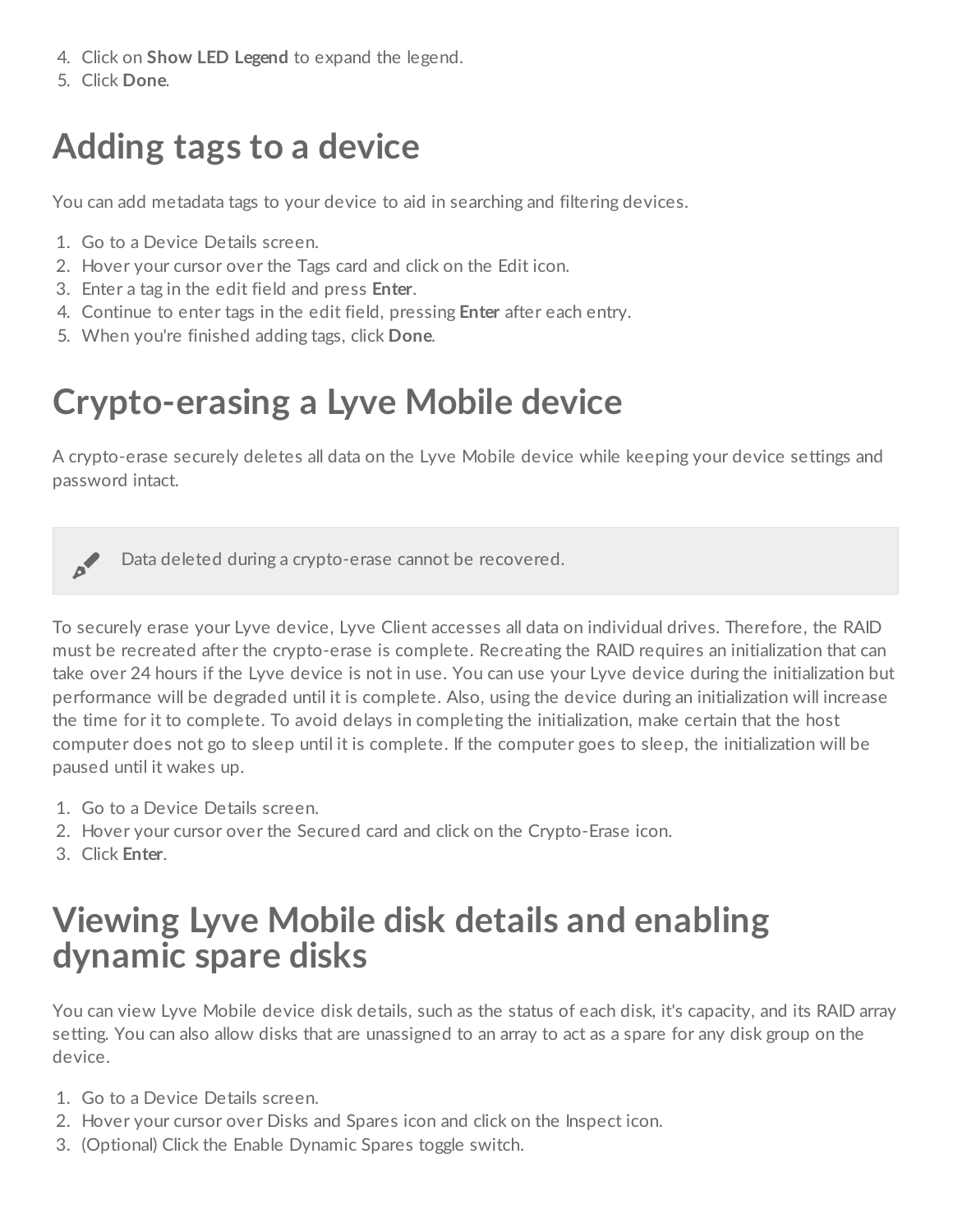4. Click on **Show LED Legend** to expand the legend.
5. Click **Done**.

# Adding tags to a device

You can add metadata tags to your device to aid in searching and filtering devices.

1. Go to a Device Details screen.
2. Hover your cursor over the Tags card and click on the Edit icon.
3. Enter a tag in the edit field and press **Enter**.
4. Continue to enter tags in the edit field, pressing **Enter** after each entry.
5. When you're finished adding tags, click **Done**.

# Crypto-erasing a Lyve Mobile device

A crypto-erase securely deletes all data on the Lyve Mobile device while keeping your device settings and password intact.

> Data deleted during a crypto-erase cannot be recovered.

To securely erase your Lyve device, Lyve Client accesses all data on individual drives. Therefore, the RAID must be recreated after the crypto-erase is complete. Recreating the RAID requires an initialization that can take over 24 hours if the Lyve device is not in use. You can use your Lyve device during the initialization but performance will be degraded until it is complete. Also, using the device during an initialization will increase the time for it to complete. To avoid delays in completing the initialization, make certain that the host computer does not go to sleep until it is complete. If the computer goes to sleep, the initialization will be paused until it wakes up.

1. Go to a Device Details screen.
2. Hover your cursor over the Secured card and click on the Crypto-Erase icon.
3. Click **Enter**.

# Viewing Lyve Mobile disk details and enabling dynamic spare disks

You can view Lyve Mobile device disk details, such as the status of each disk, it's capacity, and its RAID array setting. You can also allow disks that are unassigned to an array to act as a spare for any disk group on the device.

1. Go to a Device Details screen.
2. Hover your cursor over Disks and Spares icon and click on the Inspect icon.
3. (Optional) Click the Enable Dynamic Spares toggle switch.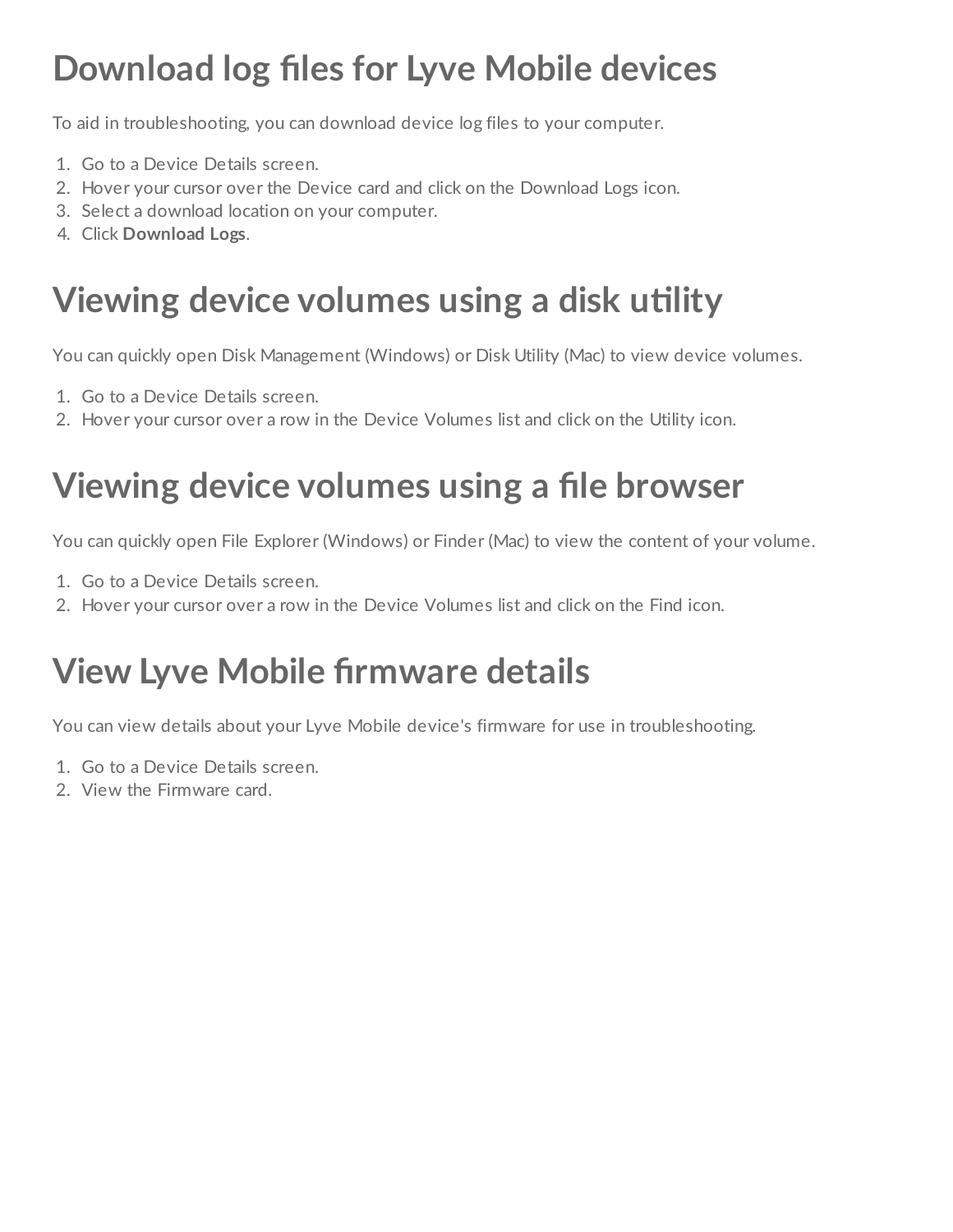# Download log files for Lyve Mobile devices

To aid in troubleshooting, you can download device log files to your computer.

1. Go to a Device Details screen.
2. Hover your cursor over the Device card and click on the Download Logs icon.
3. Select a download location on your computer.
4. Click **Download Logs**.

# Viewing device volumes using a disk utility

You can quickly open Disk Management (Windows) or Disk Utility (Mac) to view device volumes.

1. Go to a Device Details screen.
2. Hover your cursor over a row in the Device Volumes list and click on the Utility icon.

# Viewing device volumes using a file browser

You can quickly open File Explorer (Windows) or Finder (Mac) to view the content of your volume.

1. Go to a Device Details screen.
2. Hover your cursor over a row in the Device Volumes list and click on the Find icon.

# View Lyve Mobile firmware details

You can view details about your Lyve Mobile device's firmware for use in troubleshooting.

1. Go to a Device Details screen.
2. View the Firmware card.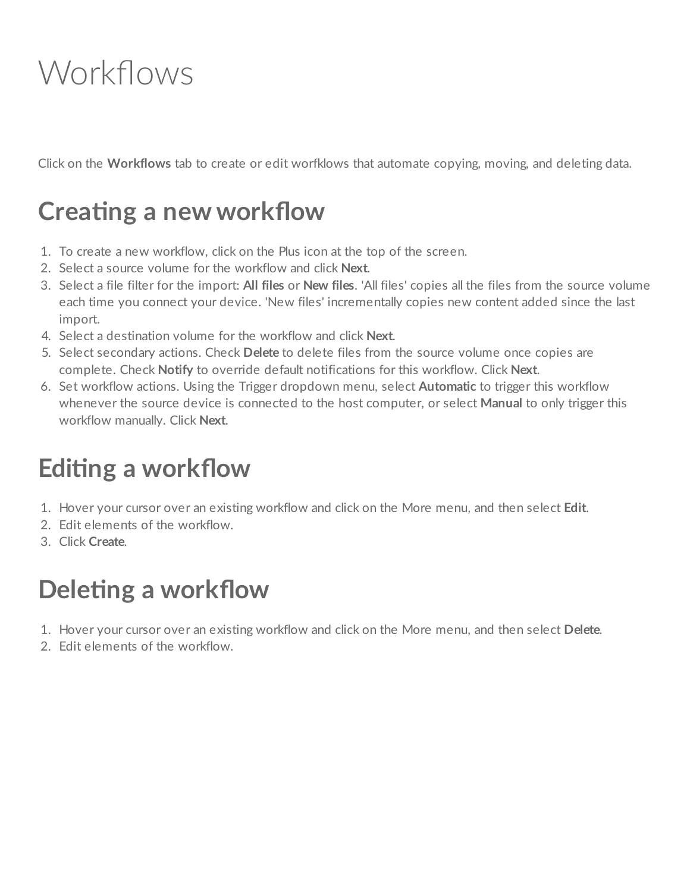# Workflows

Click on the **Workflows** tab to create or edit worfklows that automate copying, moving, and deleting data.

## Creating a new workflow

1. To create a new workflow, click on the Plus icon at the top of the screen.
2. Select a source volume for the workflow and click **Next**.
3. Select a file filter for the import: **All files** or **New files**. 'All files' copies all the files from the source volume each time you connect your device. 'New files' incrementally copies new content added since the last import.
4. Select a destination volume for the workflow and click **Next**.
5. Select secondary actions. Check **Delete** to delete files from the source volume once copies are complete. Check **Notify** to override default notifications for this workflow. Click **Next**.
6. Set workflow actions. Using the Trigger dropdown menu, select **Automatic** to trigger this workflow whenever the source device is connected to the host computer, or select **Manual** to only trigger this workflow manually. Click **Next**.

## Editing a workflow

1. Hover your cursor over an existing workflow and click on the More menu, and then select **Edit**.
2. Edit elements of the workflow.
3. Click **Create**.

## Deleting a workflow

1. Hover your cursor over an existing workflow and click on the More menu, and then select **Delete**.
2. Edit elements of the workflow.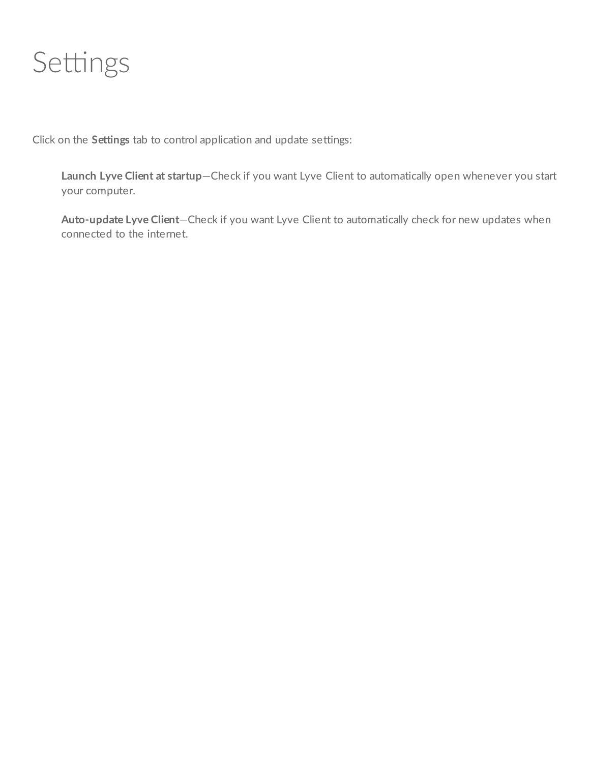# Settings

Click on the **Settings** tab to control application and update settings:

- **Launch Lyve Client at startup**—Check if you want Lyve Client to automatically open whenever you start your computer.
- **Auto-update Lyve Client**—Check if you want Lyve Client to automatically check for new updates when connected to the internet.